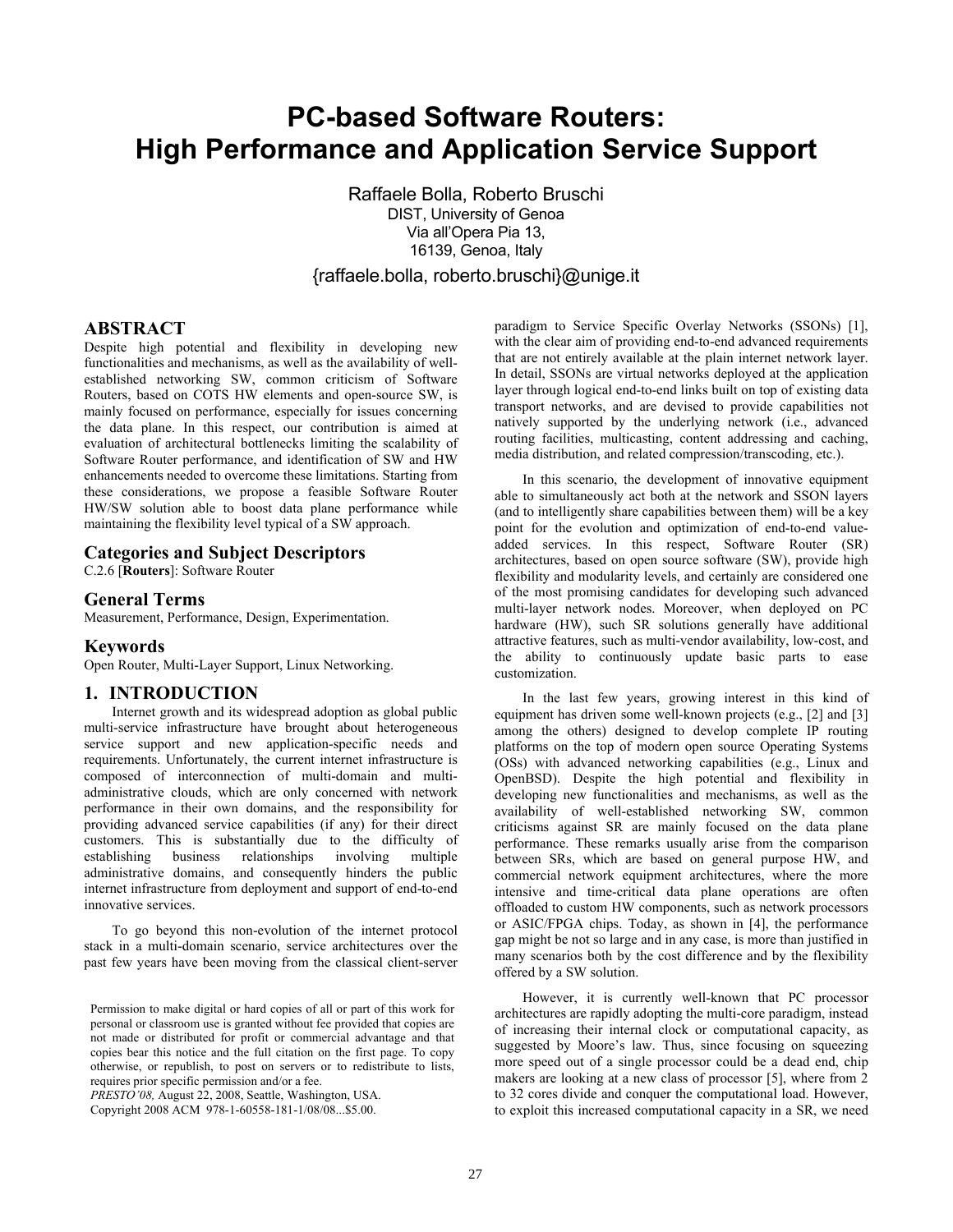# PC-based Software Routers: High Performance and Application Service Support

Raffaele Bolla, Roberto Bruschi
DIST, University of Genoa
Via all'Opera Pia 13,
16139, Genoa, Italy

{raffaele.bolla, roberto.bruschi}@unige.it

## ABSTRACT

Despite high potential and flexibility in developing new functionalities and mechanisms, as well as the availability of well-established networking SW, common criticism of Software Routers, based on COTS HW elements and open-source SW, is mainly focused on performance, especially for issues concerning the data plane. In this respect, our contribution is aimed at evaluation of architectural bottlenecks limiting the scalability of Software Router performance, and identification of SW and HW enhancements needed to overcome these limitations. Starting from these considerations, we propose a feasible Software Router HW/SW solution able to boost data plane performance while maintaining the flexibility level typical of a SW approach.

## Categories and Subject Descriptors

C.2.6 [**Routers**]: Software Router

## General Terms

Measurement, Performance, Design, Experimentation.

## Keywords

Open Router, Multi-Layer Support, Linux Networking.

## 1. INTRODUCTION

Internet growth and its widespread adoption as global public multi-service infrastructure have brought about heterogeneous service support and new application-specific needs and requirements. Unfortunately, the current internet infrastructure is composed of interconnection of multi-domain and multi-administrative clouds, which are only concerned with network performance in their own domains, and the responsibility for providing advanced service capabilities (if any) for their direct customers. This is substantially due to the difficulty of establishing business relationships involving multiple administrative domains, and consequently hinders the public internet infrastructure from deployment and support of end-to-end innovative services.

To go beyond this non-evolution of the internet protocol stack in a multi-domain scenario, service architectures over the past few years have been moving from the classical client-server paradigm to Service Specific Overlay Networks (SSONs) [1], with the clear aim of providing end-to-end advanced requirements that are not entirely available at the plain internet network layer. In detail, SSONs are virtual networks deployed at the application layer through logical end-to-end links built on top of existing data transport networks, and are devised to provide capabilities not natively supported by the underlying network (i.e., advanced routing facilities, multicasting, content addressing and caching, media distribution, and related compression/transcoding, etc.).

In this scenario, the development of innovative equipment able to simultaneously act both at the network and SSON layers (and to intelligently share capabilities between them) will be a key point for the evolution and optimization of end-to-end value-added services. In this respect, Software Router (SR) architectures, based on open source software (SW), provide high flexibility and modularity levels, and certainly are considered one of the most promising candidates for developing such advanced multi-layer network nodes. Moreover, when deployed on PC hardware (HW), such SR solutions generally have additional attractive features, such as multi-vendor availability, low-cost, and the ability to continuously update basic parts to ease customization.

In the last few years, growing interest in this kind of equipment has driven some well-known projects (e.g., [2] and [3] among the others) designed to develop complete IP routing platforms on the top of modern open source Operating Systems (OSs) with advanced networking capabilities (e.g., Linux and OpenBSD). Despite the high potential and flexibility in developing new functionalities and mechanisms, as well as the availability of well-established networking SW, common criticisms against SR are mainly focused on the data plane performance. These remarks usually arise from the comparison between SRs, which are based on general purpose HW, and commercial network equipment architectures, where the more intensive and time-critical data plane operations are often offloaded to custom HW components, such as network processors or ASIC/FPGA chips. Today, as shown in [4], the performance gap might be not so large and in any case, is more than justified in many scenarios both by the cost difference and by the flexibility offered by a SW solution.

However, it is currently well-known that PC processor architectures are rapidly adopting the multi-core paradigm, instead of increasing their internal clock or computational capacity, as suggested by Moore's law. Thus, since focusing on squeezing more speed out of a single processor could be a dead end, chip makers are looking at a new class of processor [5], where from 2 to 32 cores divide and conquer the computational load. However, to exploit this increased computational capacity in a SR, we need

Permission to make digital or hard copies of all or part of this work for personal or classroom use is granted without fee provided that copies are not made or distributed for profit or commercial advantage and that copies bear this notice and the full citation on the first page. To copy otherwise, or republish, to post on servers or to redistribute to lists, requires prior specific permission and/or a fee.
*PRESTO'08,* August 22, 2008, Seattle, Washington, USA.
Copyright 2008 ACM 978-1-60558-181-1/08/08...$5.00.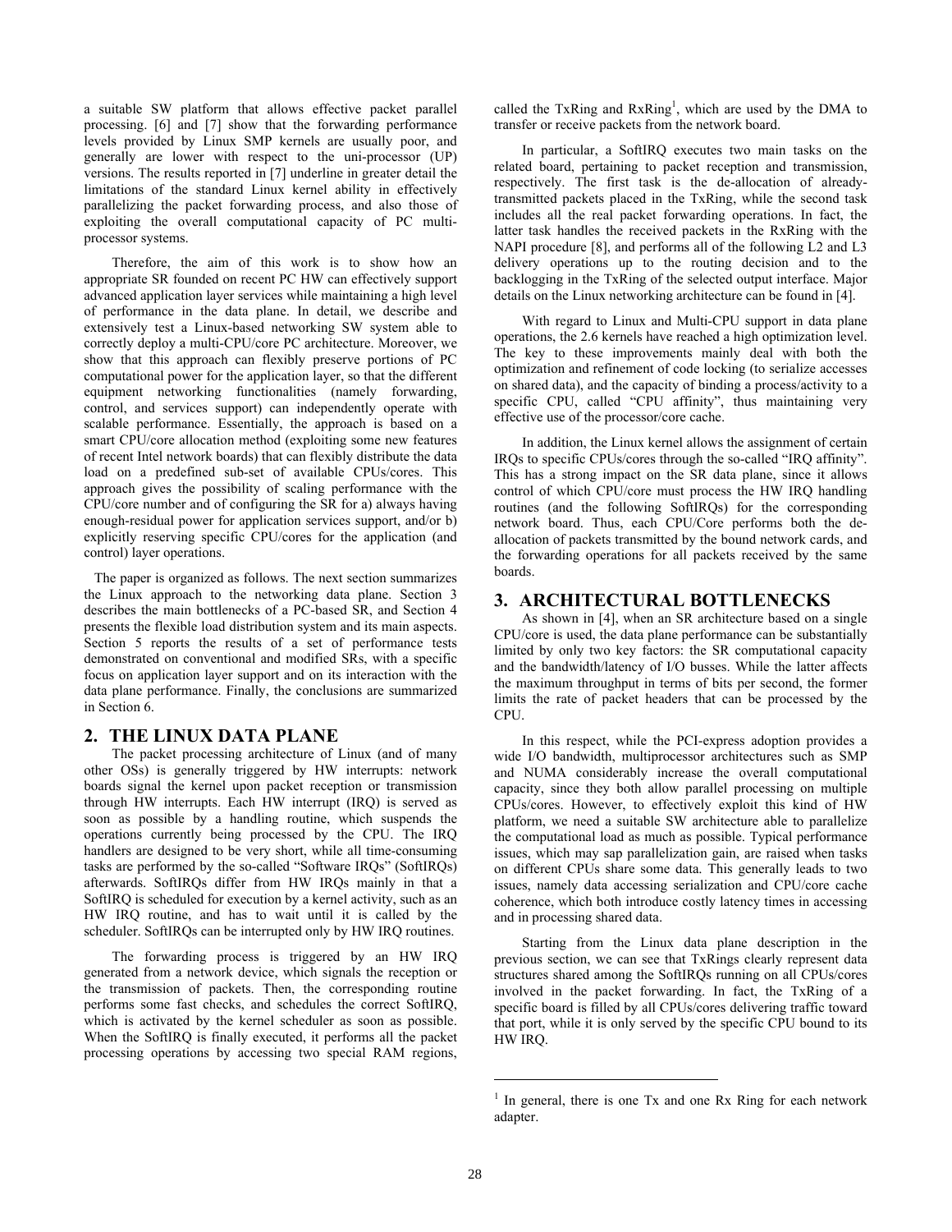a suitable SW platform that allows effective packet parallel processing. [6] and [7] show that the forwarding performance levels provided by Linux SMP kernels are usually poor, and generally are lower with respect to the uni-processor (UP) versions. The results reported in [7] underline in greater detail the limitations of the standard Linux kernel ability in effectively parallelizing the packet forwarding process, and also those of exploiting the overall computational capacity of PC multi-processor systems.

Therefore, the aim of this work is to show how an appropriate SR founded on recent PC HW can effectively support advanced application layer services while maintaining a high level of performance in the data plane. In detail, we describe and extensively test a Linux-based networking SW system able to correctly deploy a multi-CPU/core PC architecture. Moreover, we show that this approach can flexibly preserve portions of PC computational power for the application layer, so that the different equipment networking functionalities (namely forwarding, control, and services support) can independently operate with scalable performance. Essentially, the approach is based on a smart CPU/core allocation method (exploiting some new features of recent Intel network boards) that can flexibly distribute the data load on a predefined sub-set of available CPUs/cores. This approach gives the possibility of scaling performance with the CPU/core number and of configuring the SR for a) always having enough-residual power for application services support, and/or b) explicitly reserving specific CPU/cores for the application (and control) layer operations.

The paper is organized as follows. The next section summarizes the Linux approach to the networking data plane. Section 3 describes the main bottlenecks of a PC-based SR, and Section 4 presents the flexible load distribution system and its main aspects. Section 5 reports the results of a set of performance tests demonstrated on conventional and modified SRs, with a specific focus on application layer support and on its interaction with the data plane performance. Finally, the conclusions are summarized in Section 6.

## 2. THE LINUX DATA PLANE

The packet processing architecture of Linux (and of many other OSs) is generally triggered by HW interrupts: network boards signal the kernel upon packet reception or transmission through HW interrupts. Each HW interrupt (IRQ) is served as soon as possible by a handling routine, which suspends the operations currently being processed by the CPU. The IRQ handlers are designed to be very short, while all time-consuming tasks are performed by the so-called "Software IRQs" (SoftIRQs) afterwards. SoftIRQs differ from HW IRQs mainly in that a SoftIRQ is scheduled for execution by a kernel activity, such as an HW IRQ routine, and has to wait until it is called by the scheduler. SoftIRQs can be interrupted only by HW IRQ routines.

The forwarding process is triggered by an HW IRQ generated from a network device, which signals the reception or the transmission of packets. Then, the corresponding routine performs some fast checks, and schedules the correct SoftIRQ, which is activated by the kernel scheduler as soon as possible. When the SoftIRQ is finally executed, it performs all the packet processing operations by accessing two special RAM regions, called the TxRing and RxRing[1], which are used by the DMA to transfer or receive packets from the network board.

In particular, a SoftIRQ executes two main tasks on the related board, pertaining to packet reception and transmission, respectively. The first task is the de-allocation of already-transmitted packets placed in the TxRing, while the second task includes all the real packet forwarding operations. In fact, the latter task handles the received packets in the RxRing with the NAPI procedure [8], and performs all of the following L2 and L3 delivery operations up to the routing decision and to the backlogging in the TxRing of the selected output interface. Major details on the Linux networking architecture can be found in [4].

With regard to Linux and Multi-CPU support in data plane operations, the 2.6 kernels have reached a high optimization level. The key to these improvements mainly deal with both the optimization and refinement of code locking (to serialize accesses on shared data), and the capacity of binding a process/activity to a specific CPU, called "CPU affinity", thus maintaining very effective use of the processor/core cache.

In addition, the Linux kernel allows the assignment of certain IRQs to specific CPUs/cores through the so-called "IRQ affinity". This has a strong impact on the SR data plane, since it allows control of which CPU/core must process the HW IRQ handling routines (and the following SoftIRQs) for the corresponding network board. Thus, each CPU/Core performs both the de-allocation of packets transmitted by the bound network cards, and the forwarding operations for all packets received by the same boards.

## 3. ARCHITECTURAL BOTTLENECKS

As shown in [4], when an SR architecture based on a single CPU/core is used, the data plane performance can be substantially limited by only two key factors: the SR computational capacity and the bandwidth/latency of I/O busses. While the latter affects the maximum throughput in terms of bits per second, the former limits the rate of packet headers that can be processed by the CPU.

In this respect, while the PCI-express adoption provides a wide I/O bandwidth, multiprocessor architectures such as SMP and NUMA considerably increase the overall computational capacity, since they both allow parallel processing on multiple CPUs/cores. However, to effectively exploit this kind of HW platform, we need a suitable SW architecture able to parallelize the computational load as much as possible. Typical performance issues, which may sap parallelization gain, are raised when tasks on different CPUs share some data. This generally leads to two issues, namely data accessing serialization and CPU/core cache coherence, which both introduce costly latency times in accessing and in processing shared data.

Starting from the Linux data plane description in the previous section, we can see that TxRings clearly represent data structures shared among the SoftIRQs running on all CPUs/cores involved in the packet forwarding. In fact, the TxRing of a specific board is filled by all CPUs/cores delivering traffic toward that port, while it is only served by the specific CPU bound to its HW IRQ.

[1] In general, there is one Tx and one Rx Ring for each network adapter.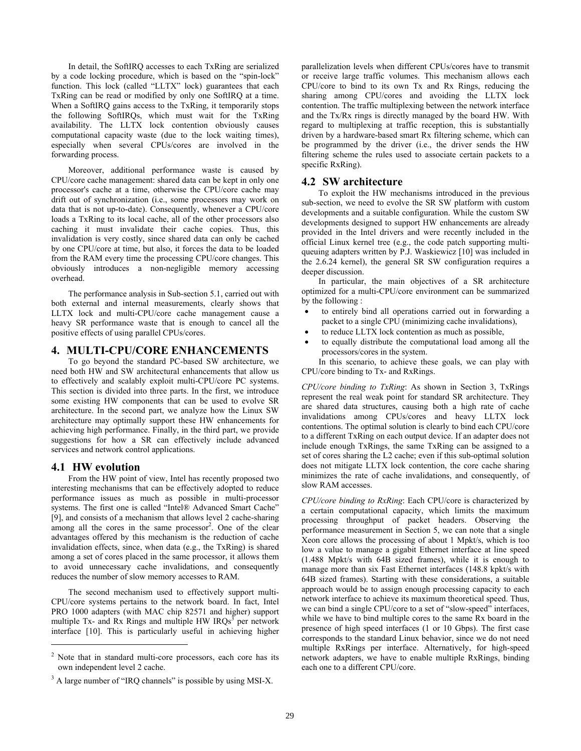In detail, the SoftIRQ accesses to each TxRing are serialized by a code locking procedure, which is based on the "spin-lock" function. This lock (called "LLTX" lock) guarantees that each TxRing can be read or modified by only one SoftIRQ at a time. When a SoftIRQ gains access to the TxRing, it temporarily stops the following SoftIRQs, which must wait for the TxRing availability. The LLTX lock contention obviously causes computational capacity waste (due to the lock waiting times), especially when several CPUs/cores are involved in the forwarding process.

Moreover, additional performance waste is caused by CPU/core cache management: shared data can be kept in only one processor's cache at a time, otherwise the CPU/core cache may drift out of synchronization (i.e., some processors may work on data that is not up-to-date). Consequently, whenever a CPU/core loads a TxRing to its local cache, all of the other processors also caching it must invalidate their cache copies. Thus, this invalidation is very costly, since shared data can only be cached by one CPU/core at time, but also, it forces the data to be loaded from the RAM every time the processing CPU/core changes. This obviously introduces a non-negligible memory accessing overhead.

The performance analysis in Sub-section 5.1, carried out with both external and internal measurements, clearly shows that LLTX lock and multi-CPU/core cache management cause a heavy SR performance waste that is enough to cancel all the positive effects of using parallel CPUs/cores.

## 4. MULTI-CPU/CORE ENHANCEMENTS

To go beyond the standard PC-based SW architecture, we need both HW and SW architectural enhancements that allow us to effectively and scalably exploit multi-CPU/core PC systems. This section is divided into three parts. In the first, we introduce some existing HW components that can be used to evolve SR architecture. In the second part, we analyze how the Linux SW architecture may optimally support these HW enhancements for achieving high performance. Finally, in the third part, we provide suggestions for how a SR can effectively include advanced services and network control applications.

### 4.1 HW evolution

From the HW point of view, Intel has recently proposed two interesting mechanisms that can be effectively adopted to reduce performance issues as much as possible in multi-processor systems. The first one is called "Intel® Advanced Smart Cache" [9], and consists of a mechanism that allows level 2 cache-sharing among all the cores in the same processor[2]. One of the clear advantages offered by this mechanism is the reduction of cache invalidation effects, since, when data (e.g., the TxRing) is shared among a set of cores placed in the same processor, it allows them to avoid unnecessary cache invalidations, and consequently reduces the number of slow memory accesses to RAM.

The second mechanism used to effectively support multi-CPU/core systems pertains to the network board. In fact, Intel PRO 1000 adapters (with MAC chip 82571 and higher) support multiple Tx- and Rx Rings and multiple HW IRQs[3] per network interface [10]. This is particularly useful in achieving higher parallelization levels when different CPUs/cores have to transmit or receive large traffic volumes. This mechanism allows each CPU/core to bind to its own Tx and Rx Rings, reducing the sharing among CPU/cores and avoiding the LLTX lock contention. The traffic multiplexing between the network interface and the Tx/Rx rings is directly managed by the board HW. With regard to multiplexing at traffic reception, this is substantially driven by a hardware-based smart Rx filtering scheme, which can be programmed by the driver (i.e., the driver sends the HW filtering scheme the rules used to associate certain packets to a specific RxRing).

### 4.2 SW architecture

To exploit the HW mechanisms introduced in the previous sub-section, we need to evolve the SR SW platform with custom developments and a suitable configuration. While the custom SW developments designed to support HW enhancements are already provided in the Intel drivers and were recently included in the official Linux kernel tree (e.g., the code patch supporting multi-queuing adapters written by P.J. Waskiewicz [10] was included in the 2.6.24 kernel), the general SR SW configuration requires a deeper discussion.

In particular, the main objectives of a SR architecture optimized for a multi-CPU/core environment can be summarized by the following :

- to entirely bind all operations carried out in forwarding a packet to a single CPU (minimizing cache invalidations),
- to reduce LLTX lock contention as much as possible,
- to equally distribute the computational load among all the processors/cores in the system.

In this scenario, to achieve these goals, we can play with CPU/core binding to Tx- and RxRings.

*CPU/core binding to TxRing*: As shown in Section 3, TxRings represent the real weak point for standard SR architecture. They are shared data structures, causing both a high rate of cache invalidations among CPUs/cores and heavy LLTX lock contentions. The optimal solution is clearly to bind each CPU/core to a different TxRing on each output device. If an adapter does not include enough TxRings, the same TxRing can be assigned to a set of cores sharing the L2 cache; even if this sub-optimal solution does not mitigate LLTX lock contention, the core cache sharing minimizes the rate of cache invalidations, and consequently, of slow RAM accesses.

*CPU/core binding to RxRing*: Each CPU/core is characterized by a certain computational capacity, which limits the maximum processing throughput of packet headers. Observing the performance measurement in Section 5, we can note that a single Xeon core allows the processing of about 1 Mpkt/s, which is too low a value to manage a gigabit Ethernet interface at line speed (1.488 Mpkt/s with 64B sized frames), while it is enough to manage more than six Fast Ethernet interfaces (148.8 kpkt/s with 64B sized frames). Starting with these considerations, a suitable approach would be to assign enough processing capacity to each network interface to achieve its maximum theoretical speed. Thus, we can bind a single CPU/core to a set of "slow-speed" interfaces, while we have to bind multiple cores to the same Rx board in the presence of high speed interfaces (1 or 10 Gbps). The first case corresponds to the standard Linux behavior, since we do not need multiple RxRings per interface. Alternatively, for high-speed network adapters, we have to enable multiple RxRings, binding each one to a different CPU/core.

[2] Note that in standard multi-core processors, each core has its own independent level 2 cache.

[3] A large number of "IRQ channels" is possible by using MSI-X.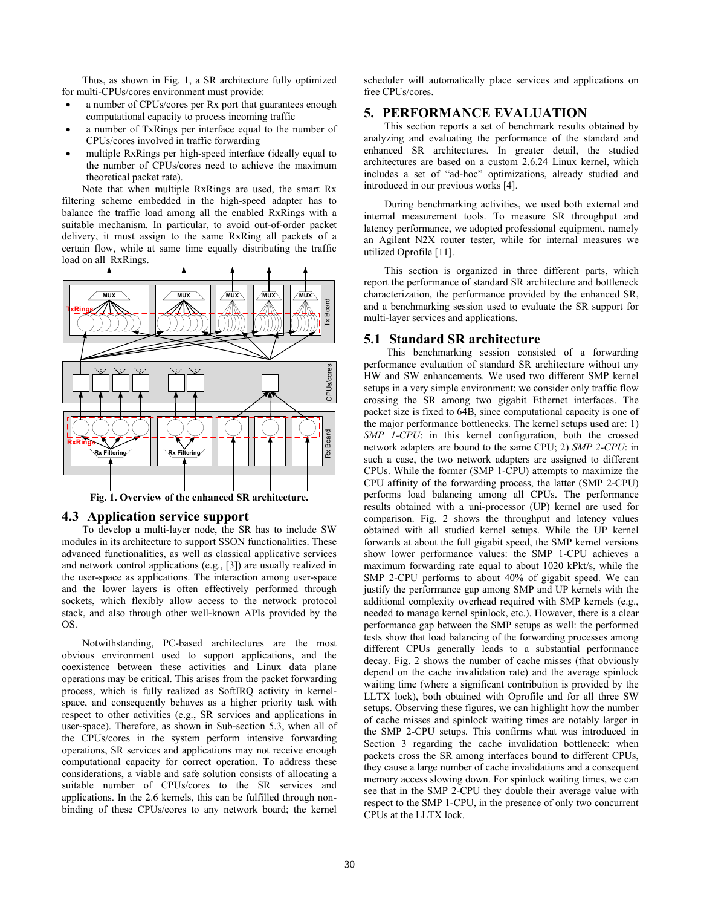Thus, as shown in Fig. 1, a SR architecture fully optimized for multi-CPUs/cores environment must provide:

- a number of CPUs/cores per Rx port that guarantees enough computational capacity to process incoming traffic
- a number of TxRings per interface equal to the number of CPUs/cores involved in traffic forwarding
- multiple RxRings per high-speed interface (ideally equal to the number of CPUs/cores need to achieve the maximum theoretical packet rate).

Note that when multiple RxRings are used, the smart Rx filtering scheme embedded in the high-speed adapter has to balance the traffic load among all the enabled RxRings with a suitable mechanism. In particular, to avoid out-of-order packet delivery, it must assign to the same RxRing all packets of a certain flow, while at same time equally distributing the traffic load on all RxRings.

MUX
TxRings
Tx Board
CPUs/cores
RxRings
Rx Filtering
Rx Filtering
Rx Board

**Fig. 1. Overview of the enhanced SR architecture.**

## 4.3 Application service support

To develop a multi-layer node, the SR has to include SW modules in its architecture to support SSON functionalities. These advanced functionalities, as well as classical applicative services and network control applications (e.g., [3]) are usually realized in the user-space as applications. The interaction among user-space and the lower layers is often effectively performed through sockets, which flexibly allow access to the network protocol stack, and also through other well-known APIs provided by the OS.

Notwithstanding, PC-based architectures are the most obvious environment used to support applications, and the coexistence between these activities and Linux data plane operations may be critical. This arises from the packet forwarding process, which is fully realized as SoftIRQ activity in kernel-space, and consequently behaves as a higher priority task with respect to other activities (e.g., SR services and applications in user-space). Therefore, as shown in Sub-section 5.3, when all of the CPUs/cores in the system perform intensive forwarding operations, SR services and applications may not receive enough computational capacity for correct operation. To address these considerations, a viable and safe solution consists of allocating a suitable number of CPUs/cores to the SR services and applications. In the 2.6 kernels, this can be fulfilled through non-binding of these CPUs/cores to any network board; the kernel scheduler will automatically place services and applications on free CPUs/cores.

# 5. PERFORMANCE EVALUATION

This section reports a set of benchmark results obtained by analyzing and evaluating the performance of the standard and enhanced SR architectures. In greater detail, the studied architectures are based on a custom 2.6.24 Linux kernel, which includes a set of "ad-hoc" optimizations, already studied and introduced in our previous works [4].

During benchmarking activities, we used both external and internal measurement tools. To measure SR throughput and latency performance, we adopted professional equipment, namely an Agilent N2X router tester, while for internal measures we utilized Oprofile [11].

This section is organized in three different parts, which report the performance of standard SR architecture and bottleneck characterization, the performance provided by the enhanced SR, and a benchmarking session used to evaluate the SR support for multi-layer services and applications.

## 5.1 Standard SR architecture

This benchmarking session consisted of a forwarding performance evaluation of standard SR architecture without any HW and SW enhancements. We used two different SMP kernel setups in a very simple environment: we consider only traffic flow crossing the SR among two gigabit Ethernet interfaces. The packet size is fixed to 64B, since computational capacity is one of the major performance bottlenecks. The kernel setups used are: 1) *SMP 1-CPU*: in this kernel configuration, both the crossed network adapters are bound to the same CPU; 2) *SMP 2-CPU*: in such a case, the two network adapters are assigned to different CPUs. While the former (SMP 1-CPU) attempts to maximize the CPU affinity of the forwarding process, the latter (SMP 2-CPU) performs load balancing among all CPUs. The performance results obtained with a uni-processor (UP) kernel are used for comparison. Fig. 2 shows the throughput and latency values obtained with all studied kernel setups. While the UP kernel forwards at about the full gigabit speed, the SMP kernel versions show lower performance values: the SMP 1-CPU achieves a maximum forwarding rate equal to about 1020 kPkt/s, while the SMP 2-CPU performs to about 40% of gigabit speed. We can justify the performance gap among SMP and UP kernels with the additional complexity overhead required with SMP kernels (e.g., needed to manage kernel spinlock, etc.). However, there is a clear performance gap between the SMP setups as well: the performed tests show that load balancing of the forwarding processes among different CPUs generally leads to a substantial performance decay. Fig. 2 shows the number of cache misses (that obviously depend on the cache invalidation rate) and the average spinlock waiting time (where a significant contribution is provided by the LLTX lock), both obtained with Oprofile and for all three SW setups. Observing these figures, we can highlight how the number of cache misses and spinlock waiting times are notably larger in the SMP 2-CPU setups. This confirms what was introduced in Section 3 regarding the cache invalidation bottleneck: when packets cross the SR among interfaces bound to different CPUs, they cause a large number of cache invalidations and a consequent memory access slowing down. For spinlock waiting times, we can see that in the SMP 2-CPU they double their average value with respect to the SMP 1-CPU, in the presence of only two concurrent CPUs at the LLTX lock.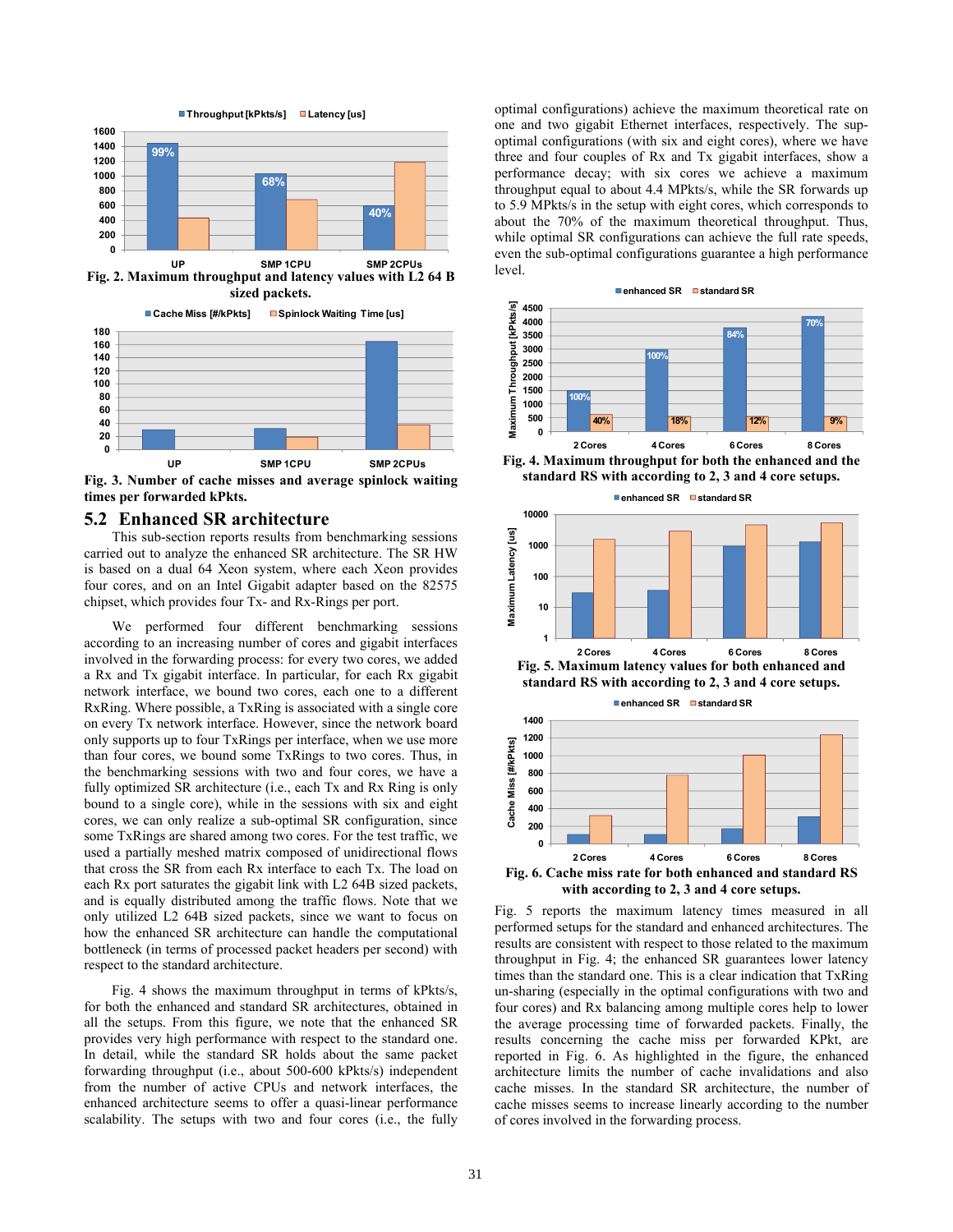Throughput [kPkts/s] Latency [us]

1600
1400
1200
1000
800
600
400
200
0

99%
68%
40%

UP SMP 1CPU SMP 2CPUs

**Fig. 2. Maximum throughput and latency values with L2 64 B sized packets.**

Cache Miss [#/kPkts] Spinlock Waiting Time [us]

180
160
140
120
100
80
60
40
20
0

UP SMP 1CPU SMP 2CPUs

**Fig. 3. Number of cache misses and average spinlock waiting times per forwarded kPkts.**

## 5.2 Enhanced SR architecture

This sub-section reports results from benchmarking sessions carried out to analyze the enhanced SR architecture. The SR HW is based on a dual 64 Xeon system, where each Xeon provides four cores, and on an Intel Gigabit adapter based on the 82575 chipset, which provides four Tx- and Rx-Rings per port.

We performed four different benchmarking sessions according to an increasing number of cores and gigabit interfaces involved in the forwarding process: for every two cores, we added a Rx and Tx gigabit interface. In particular, for each Rx gigabit network interface, we bound two cores, each one to a different RxRing. Where possible, a TxRing is associated with a single core on every Tx network interface. However, since the network board only supports up to four TxRings per interface, when we use more than four cores, we bound some TxRings to two cores. Thus, in the benchmarking sessions with two and four cores, we have a fully optimized SR architecture (i.e., each Tx and Rx Ring is only bound to a single core), while in the sessions with six and eight cores, we can only realize a sub-optimal SR configuration, since some TxRings are shared among two cores. For the test traffic, we used a partially meshed matrix composed of unidirectional flows that cross the SR from each Rx interface to each Tx. The load on each Rx port saturates the gigabit link with L2 64B sized packets, and is equally distributed among the traffic flows. Note that we only utilized L2 64B sized packets, since we want to focus on how the enhanced SR architecture can handle the computational bottleneck (in terms of processed packet headers per second) with respect to the standard architecture.

Fig. 4 shows the maximum throughput in terms of kPkts/s, for both the enhanced and standard SR architectures, obtained in all the setups. From this figure, we note that the enhanced SR provides very high performance with respect to the standard one. In detail, while the standard SR holds about the same packet forwarding throughput (i.e., about 500-600 kPkts/s) independent from the number of active CPUs and network interfaces, the enhanced architecture seems to offer a quasi-linear performance scalability. The setups with two and four cores (i.e., the fully optimal configurations) achieve the maximum theoretical rate on one and two gigabit Ethernet interfaces, respectively. The sup-optimal configurations (with six and eight cores), where we have three and four couples of Rx and Tx gigabit interfaces, show a performance decay; with six cores we achieve a maximum throughput equal to about 4.4 MPkts/s, while the SR forwards up to 5.9 MPkts/s in the setup with eight cores, which corresponds to about the 70% of the maximum theoretical throughput. Thus, while optimal SR configurations can achieve the full rate speeds, even the sub-optimal configurations guarantee a high performance level.

enhanced SR standard SR

Maximum Throughput [kPkts/s]

4500
4000
3500
3000
2500
2000
1500
1000
500
0

100% 40%
100% 18%
84% 12%
70% 9%

2 Cores 4 Cores 6 Cores 8 Cores

**Fig. 4. Maximum throughput for both the enhanced and the standard RS with according to 2, 3 and 4 core setups.**

enhanced SR standard SR

Maximum Latency [us]

10000
1000
100
10
1

2 Cores 4 Cores 6 Cores 8 Cores

**Fig. 5. Maximum latency values for both enhanced and standard RS with according to 2, 3 and 4 core setups.**

enhanced SR standard SR

Cache Miss [#/kPkts]

1400
1200
1000
800
600
400
200
0

2 Cores 4 Cores 6 Cores 8 Cores

**Fig. 6. Cache miss rate for both enhanced and standard RS with according to 2, 3 and 4 core setups.**

Fig. 5 reports the maximum latency times measured in all performed setups for the standard and enhanced architectures. The results are consistent with respect to those related to the maximum throughput in Fig. 4; the enhanced SR guarantees lower latency times than the standard one. This is a clear indication that TxRing un-sharing (especially in the optimal configurations with two and four cores) and Rx balancing among multiple cores help to lower the average processing time of forwarded packets. Finally, the results concerning the cache miss per forwarded KPkt, are reported in Fig. 6. As highlighted in the figure, the enhanced architecture limits the number of cache invalidations and also cache misses. In the standard SR architecture, the number of cache misses seems to increase linearly according to the number of cores involved in the forwarding process.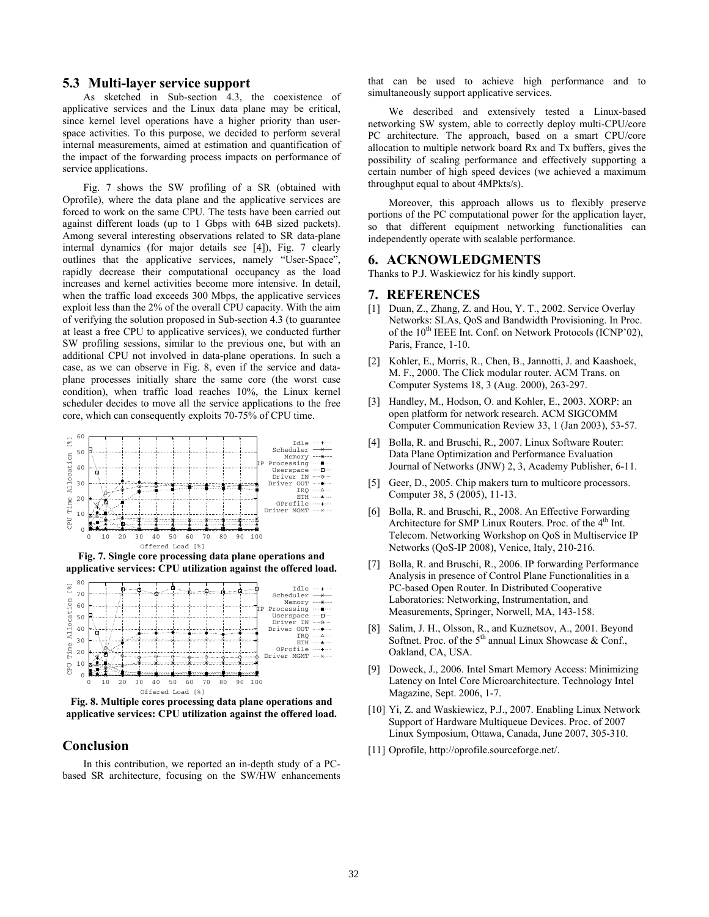### 5.3 Multi-layer service support

As sketched in Sub-section 4.3, the coexistence of applicative services and the Linux data plane may be critical, since kernel level operations have a higher priority than user-space activities. To this purpose, we decided to perform several internal measurements, aimed at estimation and quantification of the impact of the forwarding process impacts on performance of service applications.

Fig. 7 shows the SW profiling of a SR (obtained with Oprofile), where the data plane and the applicative services are forced to work on the same CPU. The tests have been carried out against different loads (up to 1 Gbps with 64B sized packets). Among several interesting observations related to SR data-plane internal dynamics (for major details see [4]), Fig. 7 clearly outlines that the applicative services, namely "User-Space", rapidly decrease their computational occupancy as the load increases and kernel activities become more intensive. In detail, when the traffic load exceeds 300 Mbps, the applicative services exploit less than the 2% of the overall CPU capacity. With the aim of verifying the solution proposed in Sub-section 4.3 (to guarantee at least a free CPU to applicative services), we conducted further SW profiling sessions, similar to the previous one, but with an additional CPU not involved in data-plane operations. In such a case, as we can observe in Fig. 8, even if the service and data-plane processes initially share the same core (the worst case condition), when traffic load reaches 10%, the Linux kernel scheduler decides to move all the service applications to the free core, which can consequently exploits 70-75% of CPU time.

CPU Time Allocation [%]
0 10 20 30 40 50 60
Offered Load [%]
0 10 20 30 40 50 60 70 80 90 100
Idle
Scheduler
Memory
IP Processing
Userspace
Driver IN
Driver OUT
IRQ
ETH
OProfile
Driver MGMT

**Fig. 7. Single core processing data plane operations and applicative services: CPU utilization against the offered load.**

CPU Time Allocation [%]
0 10 20 30 40 50 60 70 80
Offered Load [%]
0 10 20 30 40 50 60 70 80 90 100
Idle
Scheduler
Memory
IP Processing
Userspace
Driver IN
Driver OUT
IRQ
ETH
OProfile
Driver MGMT

**Fig. 8. Multiple cores processing data plane operations and applicative services: CPU utilization against the offered load.**

## Conclusion

In this contribution, we reported an in-depth study of a PC-based SR architecture, focusing on the SW/HW enhancements that can be used to achieve high performance and to simultaneously support applicative services.

We described and extensively tested a Linux-based networking SW system, able to correctly deploy multi-CPU/core PC architecture. The approach, based on a smart CPU/core allocation to multiple network board Rx and Tx buffers, gives the possibility of scaling performance and effectively supporting a certain number of high speed devices (we achieved a maximum throughput equal to about 4MPkts/s).

Moreover, this approach allows us to flexibly preserve portions of the PC computational power for the application layer, so that different equipment networking functionalities can independently operate with scalable performance.

## 6. ACKNOWLEDGMENTS

Thanks to P.J. Waskiewicz for his kindly support.

## 7. REFERENCES

[1] Duan, Z., Zhang, Z. and Hou, Y. T., 2002. Service Overlay Networks: SLAs, QoS and Bandwidth Provisioning. In Proc. of the 10th IEEE Int. Conf. on Network Protocols (ICNP'02), Paris, France, 1-10.

[2] Kohler, E., Morris, R., Chen, B., Jannotti, J. and Kaashoek, M. F., 2000. The Click modular router. ACM Trans. on Computer Systems 18, 3 (Aug. 2000), 263-297.

[3] Handley, M., Hodson, O. and Kohler, E., 2003. XORP: an open platform for network research. ACM SIGCOMM Computer Communication Review 33, 1 (Jan 2003), 53-57.

[4] Bolla, R. and Bruschi, R., 2007. Linux Software Router: Data Plane Optimization and Performance Evaluation Journal of Networks (JNW) 2, 3, Academy Publisher, 6-11.

[5] Geer, D., 2005. Chip makers turn to multicore processors. Computer 38, 5 (2005), 11-13.

[6] Bolla, R. and Bruschi, R., 2008. An Effective Forwarding Architecture for SMP Linux Routers. Proc. of the 4th Int. Telecom. Networking Workshop on QoS in Multiservice IP Networks (QoS-IP 2008), Venice, Italy, 210-216.

[7] Bolla, R. and Bruschi, R., 2006. IP forwarding Performance Analysis in presence of Control Plane Functionalities in a PC-based Open Router. In Distributed Cooperative Laboratories: Networking, Instrumentation, and Measurements, Springer, Norwell, MA, 143-158.

[8] Salim, J. H., Olsson, R., and Kuznetsov, A., 2001. Beyond Softnet. Proc. of the 5th annual Linux Showcase & Conf., Oakland, CA, USA.

[9] Doweck, J., 2006. Intel Smart Memory Access: Minimizing Latency on Intel Core Microarchitecture. Technology Intel Magazine, Sept. 2006, 1-7.

[10] Yi, Z. and Waskiewicz, P.J., 2007. Enabling Linux Network Support of Hardware Multiqueue Devices. Proc. of 2007 Linux Symposium, Ottawa, Canada, June 2007, 305-310.

[11] Oprofile, http://oprofile.sourceforge.net/.